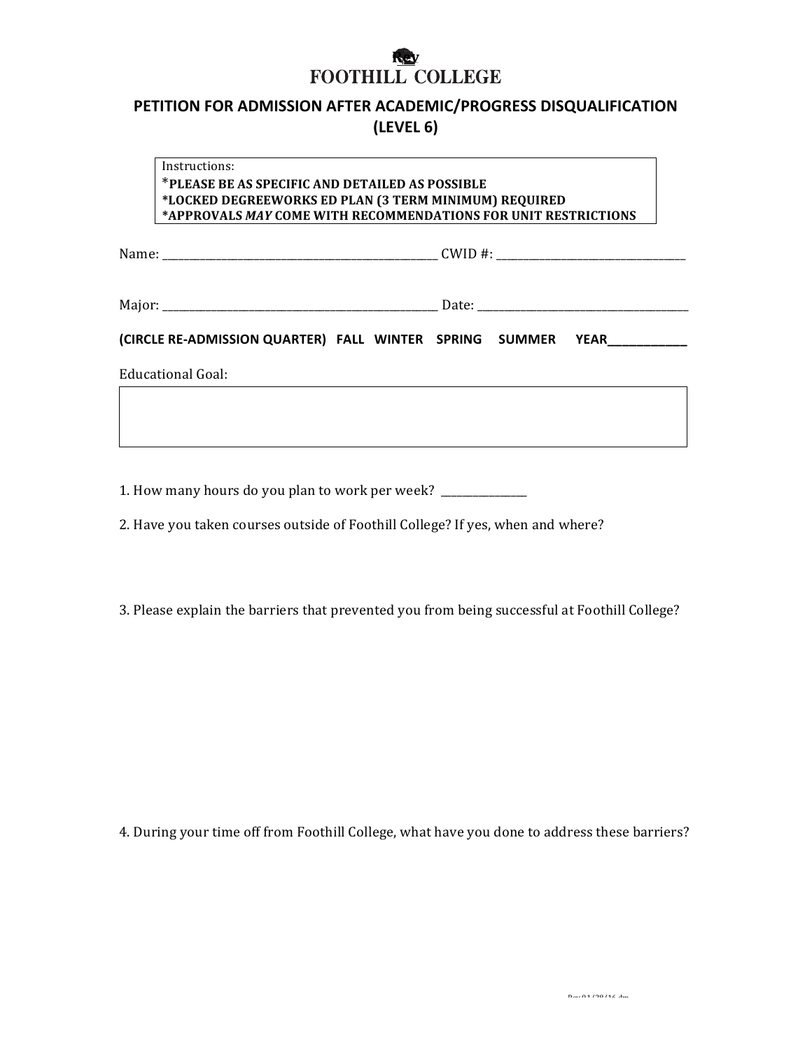FOOTHILL COLLEGE

# PETITION FOR ADMISSION AFTER ACADEMIC/PROGRESS DISQUALIFICATION (LEVEL 6)

Instructions:
*PLEASE BE AS SPECIFIC AND DETAILED AS POSSIBLE
*LOCKED DEGREEWORKS ED PLAN (3 TERM MINIMUM) REQUIRED
*APPROVALS *MAY* COME WITH RECOMMENDATIONS FOR UNIT RESTRICTIONS

Name: ______________________________ CWID #: ______________________________

Major: ______________________________ Date: ______________________________

**(CIRCLE RE-ADMISSION QUARTER) FALL WINTER SPRING SUMMER YEAR____________**

Educational Goal:

1. How many hours do you plan to work per week? _______________

2. Have you taken courses outside of Foothill College? If yes, when and where?

3. Please explain the barriers that prevented you from being successful at Foothill College?

4. During your time off from Foothill College, what have you done to address these barriers?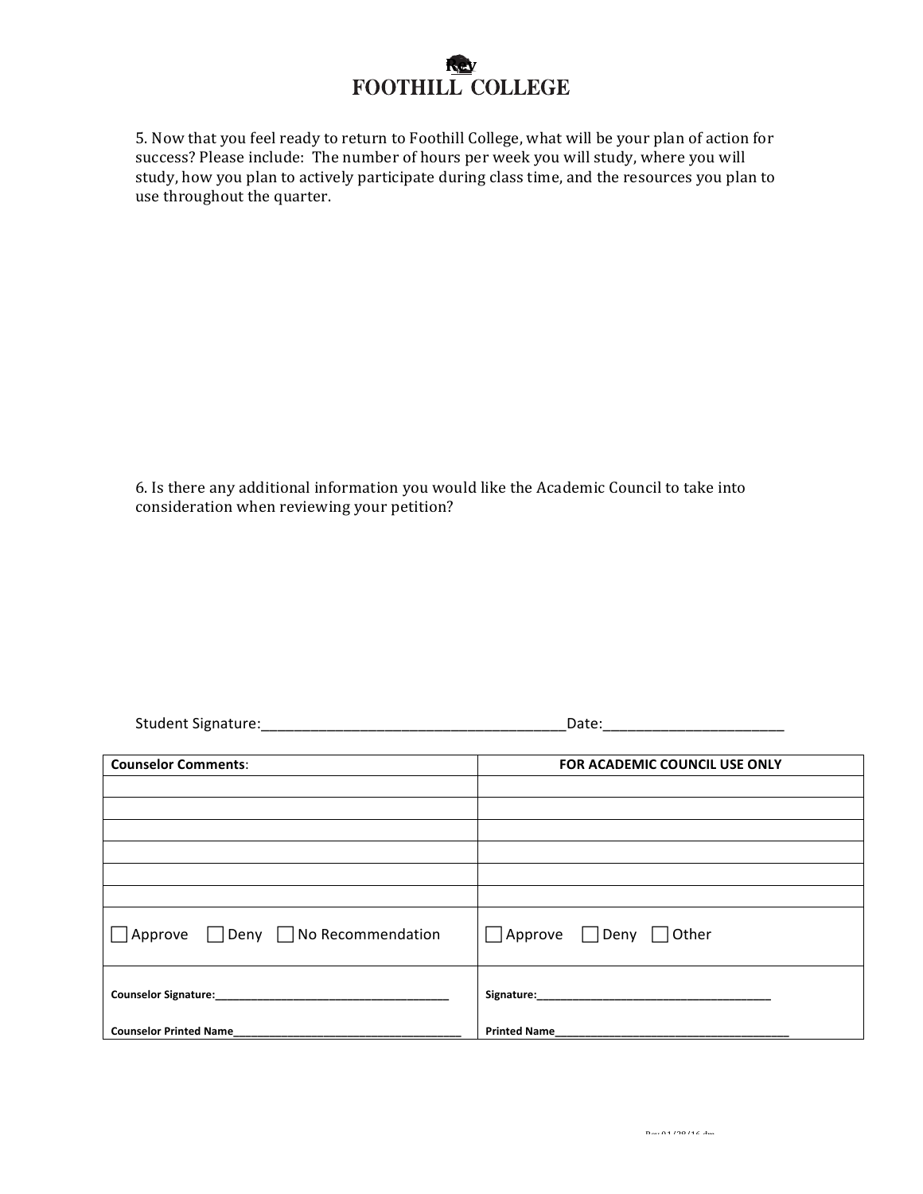# FOOTHILL COLLEGE

5. Now that you feel ready to return to Foothill College, what will be your plan of action for success? Please include: The number of hours per week you will study, where you will study, how you plan to actively participate during class time, and the resources you plan to use throughout the quarter.

6. Is there any additional information you would like the Academic Council to take into consideration when reviewing your petition?

Student Signature:_______________________________________Date:________________________

| **Counselor Comments**: | **FOR ACADEMIC COUNCIL USE ONLY** |
|---|---|
| | |
| | |
| | |
| | |
| | |
| | |
| ☐ Approve ☐ Deny ☐ No Recommendation | ☐ Approve ☐ Deny ☐ Other |
| **Counselor Signature:**_______________________________________ <br> **Counselor Printed Name**_______________________________________ | **Signature:**_______________________________________ <br> **Printed Name**_______________________________________ |